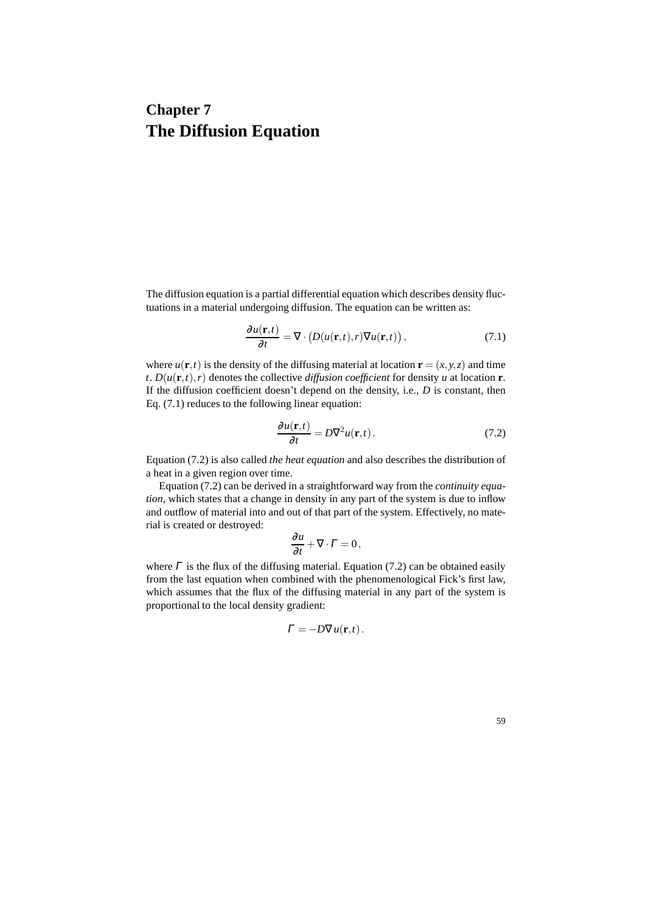# Chapter 7
# The Diffusion Equation

The diffusion equation is a partial differential equation which describes density fluctuations in a material undergoing diffusion. The equation can be written as:

$$\frac{\partial u(\mathbf{r},t)}{\partial t} = \nabla \cdot \big(D(u(\mathbf{r},t),r)\nabla u(\mathbf{r},t)\big)\,, \tag{7.1}$$

where $u(\mathbf{r},t)$ is the density of the diffusing material at location $\mathbf{r} = (x,y,z)$ and time $t$. $D(u(\mathbf{r},t),r)$ denotes the collective *diffusion coefficient* for density $u$ at location $\mathbf{r}$. If the diffusion coefficient doesn't depend on the density, i.e., $D$ is constant, then Eq. (7.1) reduces to the following linear equation:

$$\frac{\partial u(\mathbf{r},t)}{\partial t} = D\nabla^2 u(\mathbf{r},t)\,. \tag{7.2}$$

Equation (7.2) is also called *the heat equation* and also describes the distribution of a heat in a given region over time.

Equation (7.2) can be derived in a straightforward way from the *continuity equation*, which states that a change in density in any part of the system is due to inflow and outflow of material into and out of that part of the system. Effectively, no material is created or destroyed:

$$\frac{\partial u}{\partial t} + \nabla \cdot \Gamma = 0\,,$$

where $\Gamma$ is the flux of the diffusing material. Equation (7.2) can be obtained easily from the last equation when combined with the phenomenological Fick's first law, which assumes that the flux of the diffusing material in any part of the system is proportional to the local density gradient:

$$\Gamma = -D\nabla u(\mathbf{r},t)\,.$$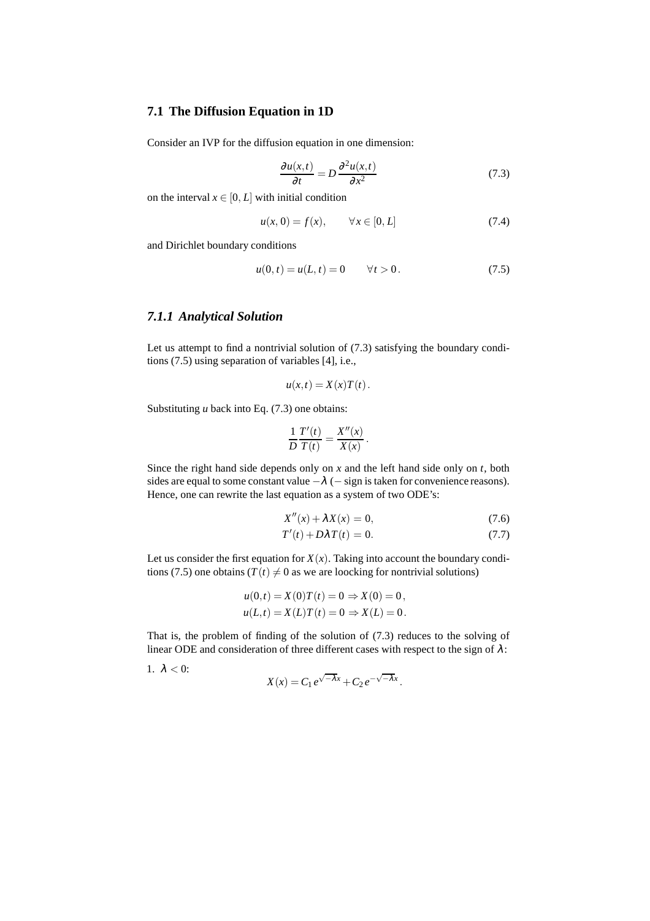## 7.1 The Diffusion Equation in 1D

Consider an IVP for the diffusion equation in one dimension:

$$\frac{\partial u(x,t)}{\partial t} = D \frac{\partial^2 u(x,t)}{\partial x^2} \tag{7.3}$$

on the interval $x \in [0, L]$ with initial condition

$$u(x,0) = f(x), \qquad \forall x \in [0, L] \tag{7.4}$$

and Dirichlet boundary conditions

$$u(0,t) = u(L,t) = 0 \qquad \forall t > 0\,. \tag{7.5}$$

### *7.1.1 Analytical Solution*

Let us attempt to find a nontrivial solution of (7.3) satisfying the boundary conditions (7.5) using separation of variables [4], i.e.,

$$u(x,t) = X(x)T(t)\,.$$

Substituting $u$ back into Eq. (7.3) one obtains:

$$\frac{1}{D}\frac{T'(t)}{T(t)} = \frac{X''(x)}{X(x)}\,.$$

Since the right hand side depends only on $x$ and the left hand side only on $t$, both sides are equal to some constant value $-\lambda$ ($-$ sign is taken for convenience reasons). Hence, one can rewrite the last equation as a system of two ODE's:

$$X''(x) + \lambda X(x) = 0, \tag{7.6}$$

$$T'(t) + D\lambda T(t) = 0. \tag{7.7}$$

Let us consider the first equation for $X(x)$. Taking into account the boundary conditions (7.5) one obtains ($T(t) \neq 0$ as we are loocking for nontrivial solutions)

$$u(0,t) = X(0)T(t) = 0 \Rightarrow X(0) = 0\,,$$
$$u(L,t) = X(L)T(t) = 0 \Rightarrow X(L) = 0\,.$$

That is, the problem of finding of the solution of (7.3) reduces to the solving of linear ODE and consideration of three different cases with respect to the sign of $\lambda$:

1. $\lambda < 0$:
$$X(x) = C_1 e^{\sqrt{-\lambda}x} + C_2 e^{-\sqrt{-\lambda}x}\,.$$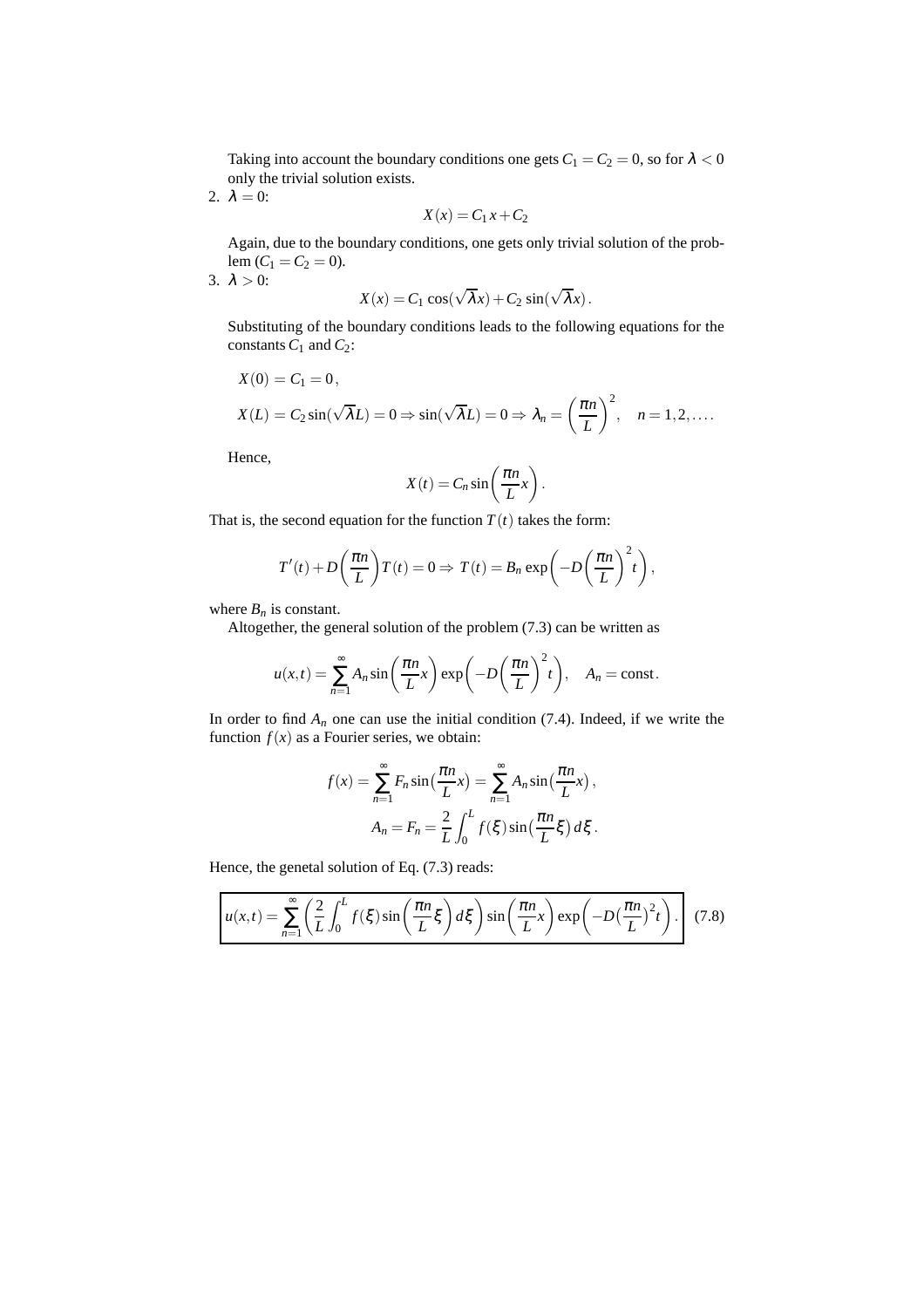Taking into account the boundary conditions one gets $C_1 = C_2 = 0$, so for $\lambda < 0$ only the trivial solution exists.

2. $\lambda = 0$:

$$X(x) = C_1 x + C_2$$

Again, due to the boundary conditions, one gets only trivial solution of the problem ($C_1 = C_2 = 0$).

3. $\lambda > 0$:

$$X(x) = C_1 \cos(\sqrt{\lambda}x) + C_2 \sin(\sqrt{\lambda}x) .$$

Substituting of the boundary conditions leads to the following equations for the constants $C_1$ and $C_2$:

$$X(0) = C_1 = 0 ,$$

$$X(L) = C_2 \sin(\sqrt{\lambda}L) = 0 \Rightarrow \sin(\sqrt{\lambda}L) = 0 \Rightarrow \lambda_n = \left(\frac{\pi n}{L}\right)^2, \quad n = 1, 2, \ldots .$$

Hence,

$$X(t) = C_n \sin\left(\frac{\pi n}{L}x\right).$$

That is, the second equation for the function $T(t)$ takes the form:

$$T'(t) + D\left(\frac{\pi n}{L}\right)T(t) = 0 \Rightarrow T(t) = B_n \exp\left(-D\left(\frac{\pi n}{L}\right)^2 t\right),$$

where $B_n$ is constant.

Altogether, the general solution of the problem (7.3) can be written as

$$u(x,t) = \sum_{n=1}^{\infty} A_n \sin\left(\frac{\pi n}{L}x\right) \exp\left(-D\left(\frac{\pi n}{L}\right)^2 t\right), \quad A_n = \text{const}.$$

In order to find $A_n$ one can use the initial condition (7.4). Indeed, if we write the function $f(x)$ as a Fourier series, we obtain:

$$f(x) = \sum_{n=1}^{\infty} F_n \sin\left(\frac{\pi n}{L}x\right) = \sum_{n=1}^{\infty} A_n \sin\left(\frac{\pi n}{L}x\right),$$

$$A_n = F_n = \frac{2}{L}\int_0^L f(\xi) \sin\left(\frac{\pi n}{L}\xi\right) d\xi .$$

Hence, the genetal solution of Eq. (7.3) reads:

$$\boxed{u(x,t) = \sum_{n=1}^{\infty} \left(\frac{2}{L}\int_0^L f(\xi) \sin\left(\frac{\pi n}{L}\xi\right) d\xi\right) \sin\left(\frac{\pi n}{L}x\right) \exp\left(-D\left(\frac{\pi n}{L}\right)^2 t\right).} \quad (7.8)$$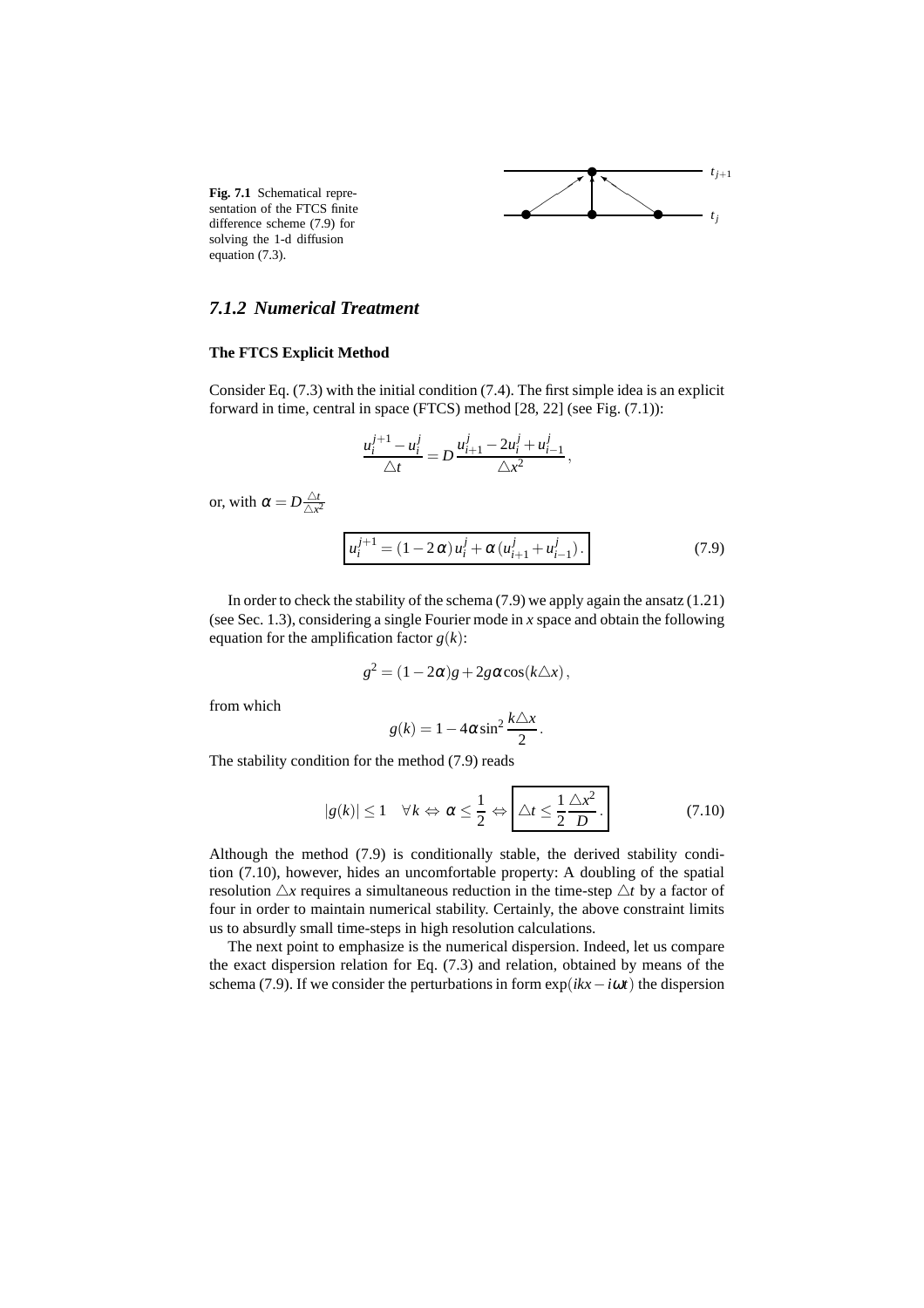**Fig. 7.1** Schematical representation of the FTCS finite difference scheme (7.9) for solving the 1-d diffusion equation (7.3).

### *7.1.2 Numerical Treatment*

#### The FTCS Explicit Method

Consider Eq. (7.3) with the initial condition (7.4). The first simple idea is an explicit forward in time, central in space (FTCS) method [28, 22] (see Fig. (7.1)):

$$\frac{u_i^{j+1} - u_i^j}{\triangle t} = D\,\frac{u_{i+1}^j - 2u_i^j + u_{i-1}^j}{\triangle x^2}\,,$$

or, with $\alpha = D\frac{\triangle t}{\triangle x^2}$

$$\boxed{u_i^{j+1} = (1 - 2\,\alpha)\,u_i^j + \alpha\,(u_{i+1}^j + u_{i-1}^j)\,.} \tag{7.9}$$

In order to check the stability of the schema (7.9) we apply again the ansatz (1.21) (see Sec. 1.3), considering a single Fourier mode in $x$ space and obtain the following equation for the amplification factor $g(k)$:

$$g^2 = (1 - 2\alpha)g + 2g\alpha\cos(k\triangle x)\,,$$

from which

$$g(k) = 1 - 4\alpha\sin^2\frac{k\triangle x}{2}\,.$$

The stability condition for the method (7.9) reads

$$|g(k)| \le 1 \quad \forall k \Leftrightarrow \alpha \le \frac{1}{2} \Leftrightarrow \boxed{\triangle t \le \frac{1}{2}\frac{\triangle x^2}{D}\,.} \tag{7.10}$$

Although the method (7.9) is conditionally stable, the derived stability condition (7.10), however, hides an uncomfortable property: A doubling of the spatial resolution $\triangle x$ requires a simultaneous reduction in the time-step $\triangle t$ by a factor of four in order to maintain numerical stability. Certainly, the above constraint limits us to absurdly small time-steps in high resolution calculations.

The next point to emphasize is the numerical dispersion. Indeed, let us compare the exact dispersion relation for Eq. (7.3) and relation, obtained by means of the schema (7.9). If we consider the perturbations in form $\exp(ikx - i\omega t)$ the dispersion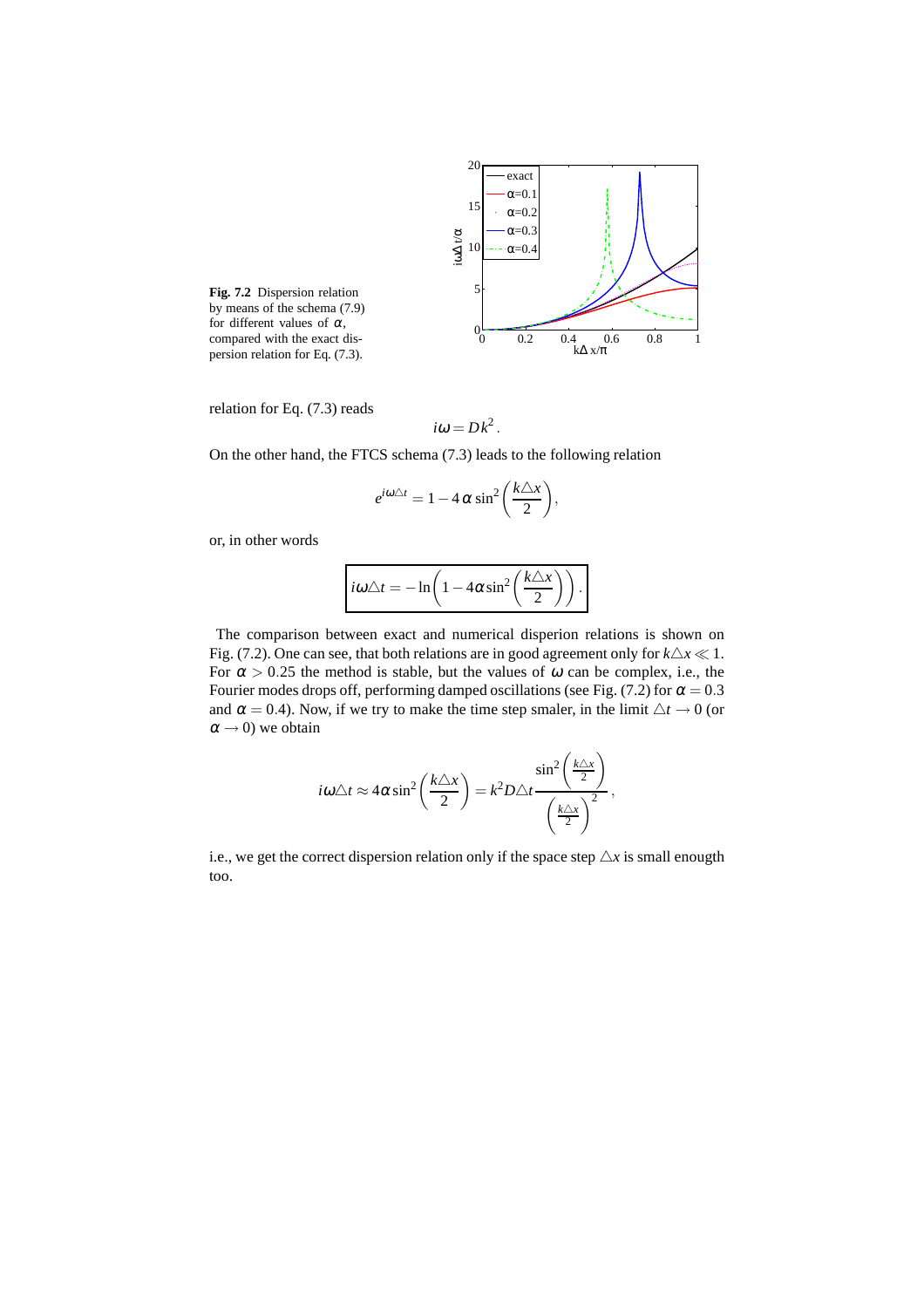**Fig. 7.2** Dispersion relation by means of the schema (7.9) for different values of $\alpha$, compared with the exact dispersion relation for Eq. (7.3).

relation for Eq. (7.3) reads

$$i\omega = Dk^2 .$$

On the other hand, the FTCS schema (7.3) leads to the following relation

$$e^{i\omega\triangle t} = 1 - 4\,\alpha\,\sin^2\left(\frac{k\triangle x}{2}\right),$$

or, in other words

$$\boxed{i\omega\triangle t = -\ln\left(1 - 4\alpha\sin^2\left(\frac{k\triangle x}{2}\right)\right).}$$

The comparison between exact and numerical disperion relations is shown on Fig. (7.2). One can see, that both relations are in good agreement only for $k\triangle x \ll 1$. For $\alpha > 0.25$ the method is stable, but the values of $\omega$ can be complex, i.e., the Fourier modes drops off, performing damped oscillations (see Fig. (7.2) for $\alpha = 0.3$ and $\alpha = 0.4$). Now, if we try to make the time step smaler, in the limit $\triangle t \to 0$ (or $\alpha \to 0$) we obtain

$$i\omega\triangle t \approx 4\alpha\sin^2\left(\frac{k\triangle x}{2}\right) = k^2 D\triangle t\frac{\sin^2\left(\frac{k\triangle x}{2}\right)}{\left(\frac{k\triangle x}{2}\right)^2},$$

i.e., we get the correct dispersion relation only if the space step $\triangle x$ is small enougth too.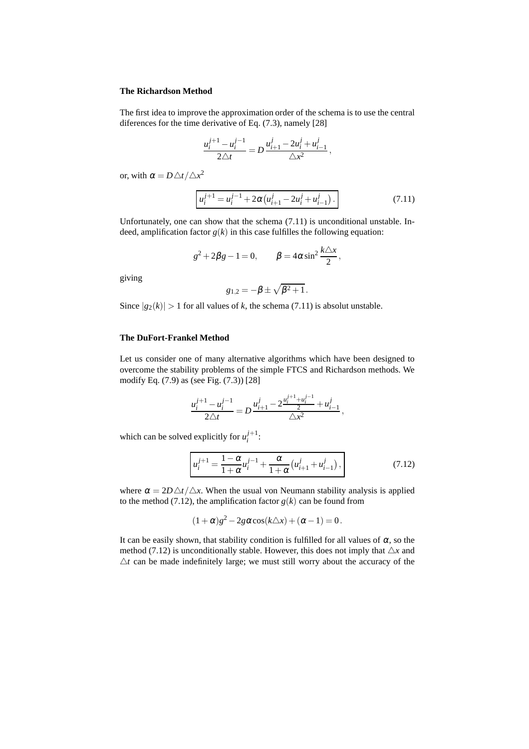**The Richardson Method**

The first idea to improve the approximation order of the schema is to use the central diferences for the time derivative of Eq. (7.3), namely [28]

$$\frac{u_i^{j+1} - u_i^{j-1}}{2\triangle t} = D\,\frac{u_{i+1}^j - 2u_i^j + u_{i-1}^j}{\triangle x^2}\,,$$

or, with $\alpha = D\triangle t/\triangle x^2$

$$\boxed{u_i^{j+1} = u_i^{j-1} + 2\alpha\left(u_{i+1}^j - 2u_i^j + u_{i-1}^j\right).} \tag{7.11}$$

Unfortunately, one can show that the schema (7.11) is unconditional unstable. Indeed, amplification factor $g(k)$ in this case fulfilles the following equation:

$$g^2 + 2\beta g - 1 = 0, \qquad \beta = 4\alpha \sin^2\frac{k\triangle x}{2}\,,$$

giving

$$g_{1,2} = -\beta \pm \sqrt{\beta^2 + 1}\,.$$

Since $|g_2(k)| > 1$ for all values of $k$, the schema (7.11) is absolut unstable.

**The DuFort-Frankel Method**

Let us consider one of many alternative algorithms which have been designed to overcome the stability problems of the simple FTCS and Richardson methods. We modify Eq. (7.9) as (see Fig. (7.3)) [28]

$$\frac{u_i^{j+1} - u_i^{j-1}}{2\triangle t} = D\,\frac{u_{i+1}^j - 2\frac{u_i^{j+1} + u_i^{j-1}}{2} + u_{i-1}^j}{\triangle x^2}\,,$$

which can be solved explicitly for $u_i^{j+1}$:

$$\boxed{u_i^{j+1} = \frac{1-\alpha}{1+\alpha}u_i^{j-1} + \frac{\alpha}{1+\alpha}\left(u_{i+1}^j + u_{i-1}^j\right),} \tag{7.12}$$

where $\alpha = 2D\triangle t/\triangle x$. When the usual von Neumann stability analysis is applied to the method (7.12), the amplification factor $g(k)$ can be found from

$$(1+\alpha)g^2 - 2g\alpha\cos(k\triangle x) + (\alpha - 1) = 0\,.$$

It can be easily shown, that stability condition is fulfilled for all values of $\alpha$, so the method (7.12) is unconditionally stable. However, this does not imply that $\triangle x$ and $\triangle t$ can be made indefinitely large; we must still worry about the accuracy of the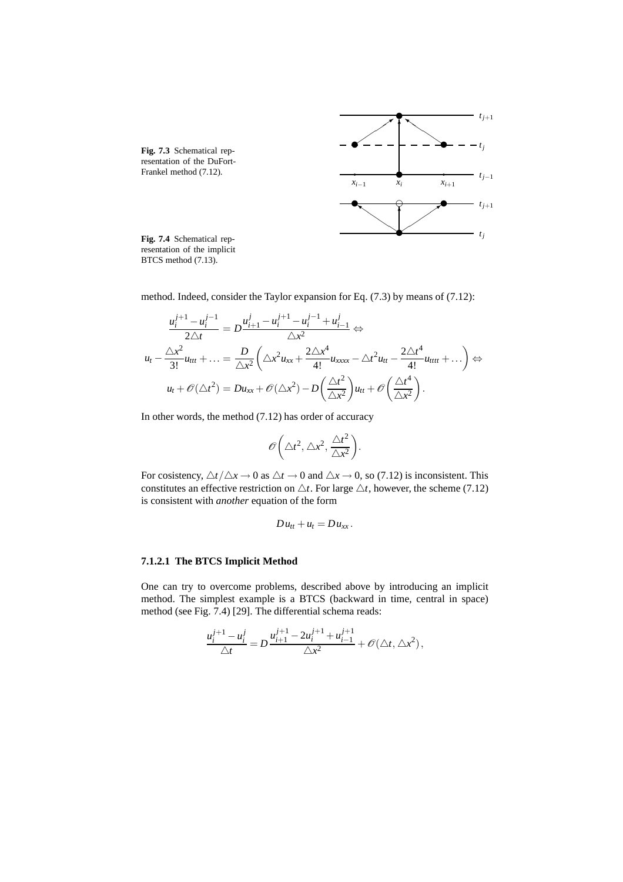**Fig. 7.3** Schematical representation of the DuFort-Frankel method (7.12).

**Fig. 7.4** Schematical representation of the implicit BTCS method (7.13).

method. Indeed, consider the Taylor expansion for Eq. (7.3) by means of (7.12):

$$
\begin{gathered}
\frac{u_i^{j+1}-u_i^{j-1}}{2\triangle t} = D\frac{u_{i+1}^{j}-u_i^{j+1}-u_i^{j-1}+u_{i-1}^{j}}{\triangle x^2} \Leftrightarrow \\
u_t - \frac{\triangle x^2}{3!}u_{ttt} + \ldots = \frac{D}{\triangle x^2}\left(\triangle x^2 u_{xx} + \frac{2\triangle x^4}{4!}u_{xxxx} - \triangle t^2 u_{tt} - \frac{2\triangle t^4}{4!}u_{tttt} + \ldots\right) \Leftrightarrow \\
u_t + \mathscr{O}(\triangle t^2) = Du_{xx} + \mathscr{O}(\triangle x^2) - D\left(\frac{\triangle t^2}{\triangle x^2}\right)u_{tt} + \mathscr{O}\left(\frac{\triangle t^4}{\triangle x^2}\right).
\end{gathered}
$$

In other words, the method (7.12) has order of accuracy

$$
\mathscr{O}\left(\triangle t^2, \triangle x^2, \frac{\triangle t^2}{\triangle x^2}\right).
$$

For cosistency, $\triangle t/\triangle x \to 0$ as $\triangle t \to 0$ and $\triangle x \to 0$, so (7.12) is inconsistent. This constitutes an effective restriction on $\triangle t$. For large $\triangle t$, however, the scheme (7.12) is consistent with *another* equation of the form

$$
Du_{tt} + u_t = Du_{xx}.
$$

#### 7.1.2.1 The BTCS Implicit Method

One can try to overcome problems, described above by introducing an implicit method. The simplest example is a BTCS (backward in time, central in space) method (see Fig. 7.4) [29]. The differential schema reads:

$$
\frac{u_i^{j+1}-u_i^{j}}{\triangle t} = D\frac{u_{i+1}^{j+1}-2u_i^{j+1}+u_{i-1}^{j+1}}{\triangle x^2} + \mathscr{O}(\triangle t, \triangle x^2),
$$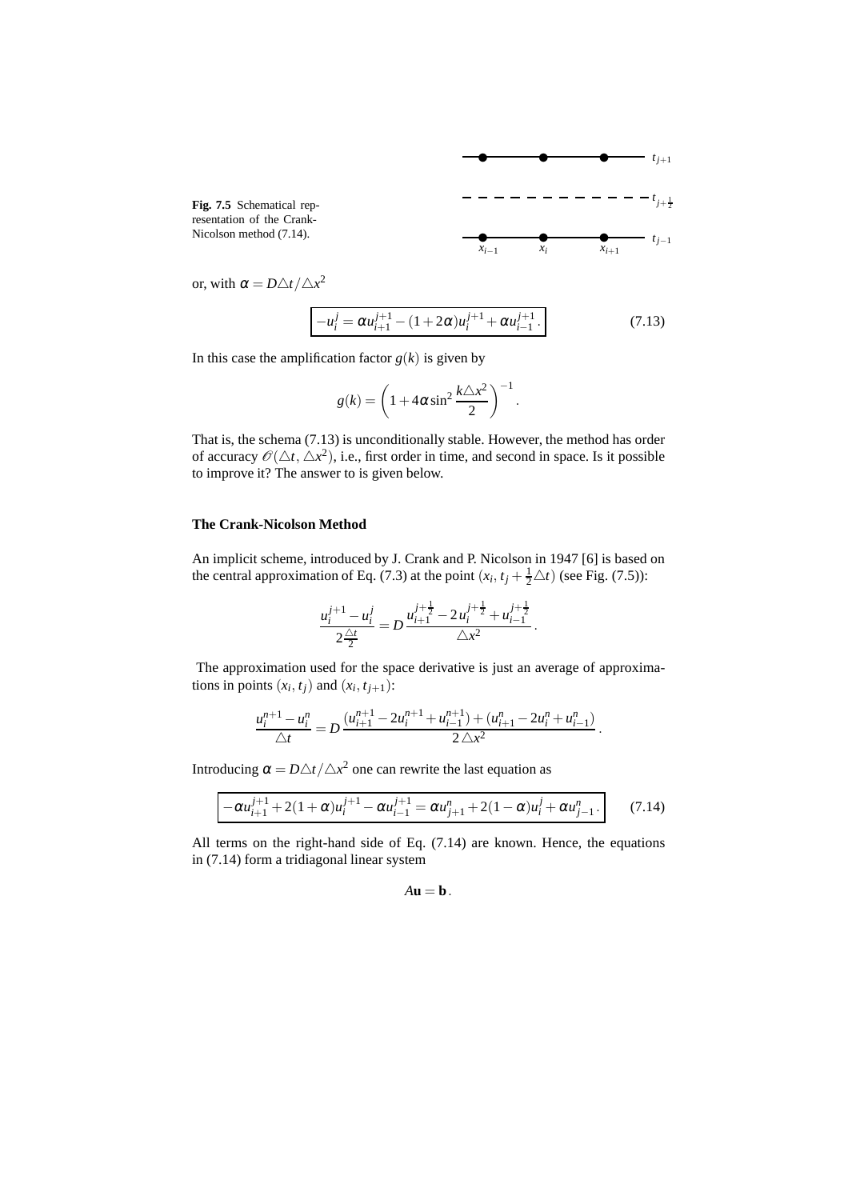**Fig. 7.5** Schematical representation of the Crank-Nicolson method (7.14).

or, with $\alpha = D\triangle t/\triangle x^2$

$$\boxed{-u_i^j = \alpha u_{i+1}^{j+1} - (1+2\alpha)u_i^{j+1} + \alpha u_{i-1}^{j+1}\,.} \tag{7.13}$$

In this case the amplification factor $g(k)$ is given by

$$g(k) = \left(1 + 4\alpha \sin^2 \frac{k\triangle x^2}{2}\right)^{-1}.$$

That is, the schema (7.13) is unconditionally stable. However, the method has order of accuracy $\mathscr{O}(\triangle t, \triangle x^2)$, i.e., first order in time, and second in space. Is it possible to improve it? The answer to is given below.

### The Crank-Nicolson Method

An implicit scheme, introduced by J. Crank and P. Nicolson in 1947 [6] is based on the central approximation of Eq. (7.3) at the point $(x_i, t_j + \frac{1}{2}\triangle t)$ (see Fig. (7.5)):

$$\frac{u_i^{j+1} - u_i^j}{2\frac{\triangle t}{2}} = D\,\frac{u_{i+1}^{j+\frac{1}{2}} - 2\,u_i^{j+\frac{1}{2}} + u_{i-1}^{j+\frac{1}{2}}}{\triangle x^2}\,.$$

The approximation used for the space derivative is just an average of approximations in points $(x_i, t_j)$ and $(x_i, t_{j+1})$:

$$\frac{u_i^{n+1} - u_i^n}{\triangle t} = D\,\frac{(u_{i+1}^{n+1} - 2u_i^{n+1} + u_{i-1}^{n+1}) + (u_{i+1}^n - 2u_i^n + u_{i-1}^n)}{2\,\triangle x^2}\,.$$

Introducing $\alpha = D\triangle t/\triangle x^2$ one can rewrite the last equation as

$$\boxed{-\alpha u_{i+1}^{j+1} + 2(1+\alpha)u_i^{j+1} - \alpha u_{i-1}^{j+1} = \alpha u_{j+1}^n + 2(1-\alpha)u_i^j + \alpha u_{j-1}^n\,.} \tag{7.14}$$

All terms on the right-hand side of Eq. (7.14) are known. Hence, the equations in (7.14) form a tridiagonal linear system

$$A\mathbf{u} = \mathbf{b}\,.$$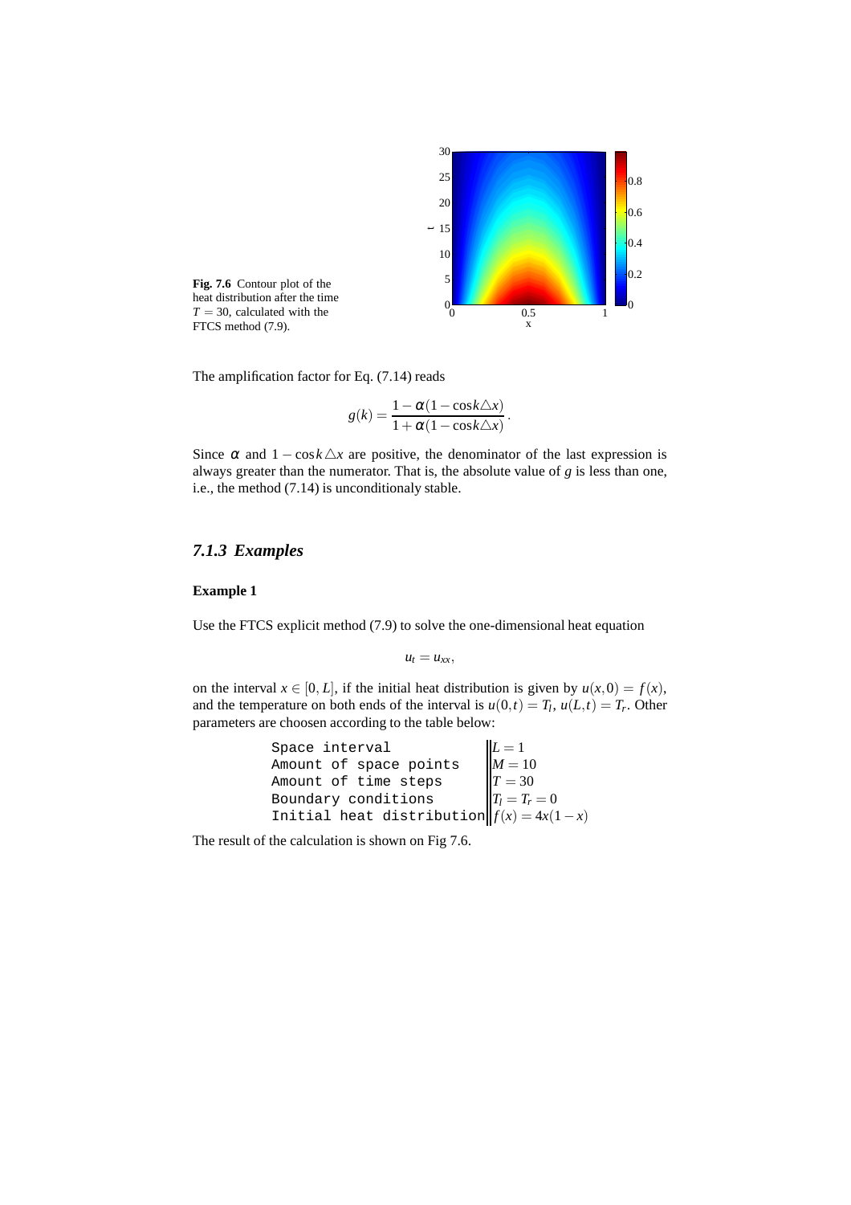**Fig. 7.6** Contour plot of the heat distribution after the time $T = 30$, calculated with the FTCS method (7.9).

The amplification factor for Eq. (7.14) reads

$$g(k) = \frac{1 - \alpha(1 - \cos k\triangle x)}{1 + \alpha(1 - \cos k\triangle x)}.$$

Since $\alpha$ and $1 - \cos k\triangle x$ are positive, the denominator of the last expression is always greater than the numerator. That is, the absolute value of $g$ is less than one, i.e., the method (7.14) is unconditionaly stable.

### *7.1.3 Examples*

**Example 1**

Use the FTCS explicit method (7.9) to solve the one-dimensional heat equation

$$u_t = u_{xx},$$

on the interval $x \in [0, L]$, if the initial heat distribution is given by $u(x,0) = f(x)$, and the temperature on both ends of the interval is $u(0,t) = T_l$, $u(L,t) = T_r$. Other parameters are choosen according to the table below:

| | |
|---|---|
| Space interval | $L = 1$ |
| Amount of space points | $M = 10$ |
| Amount of time steps | $T = 30$ |
| Boundary conditions | $T_l = T_r = 0$ |
| Initial heat distribution | $f(x) = 4x(1-x)$ |

The result of the calculation is shown on Fig 7.6.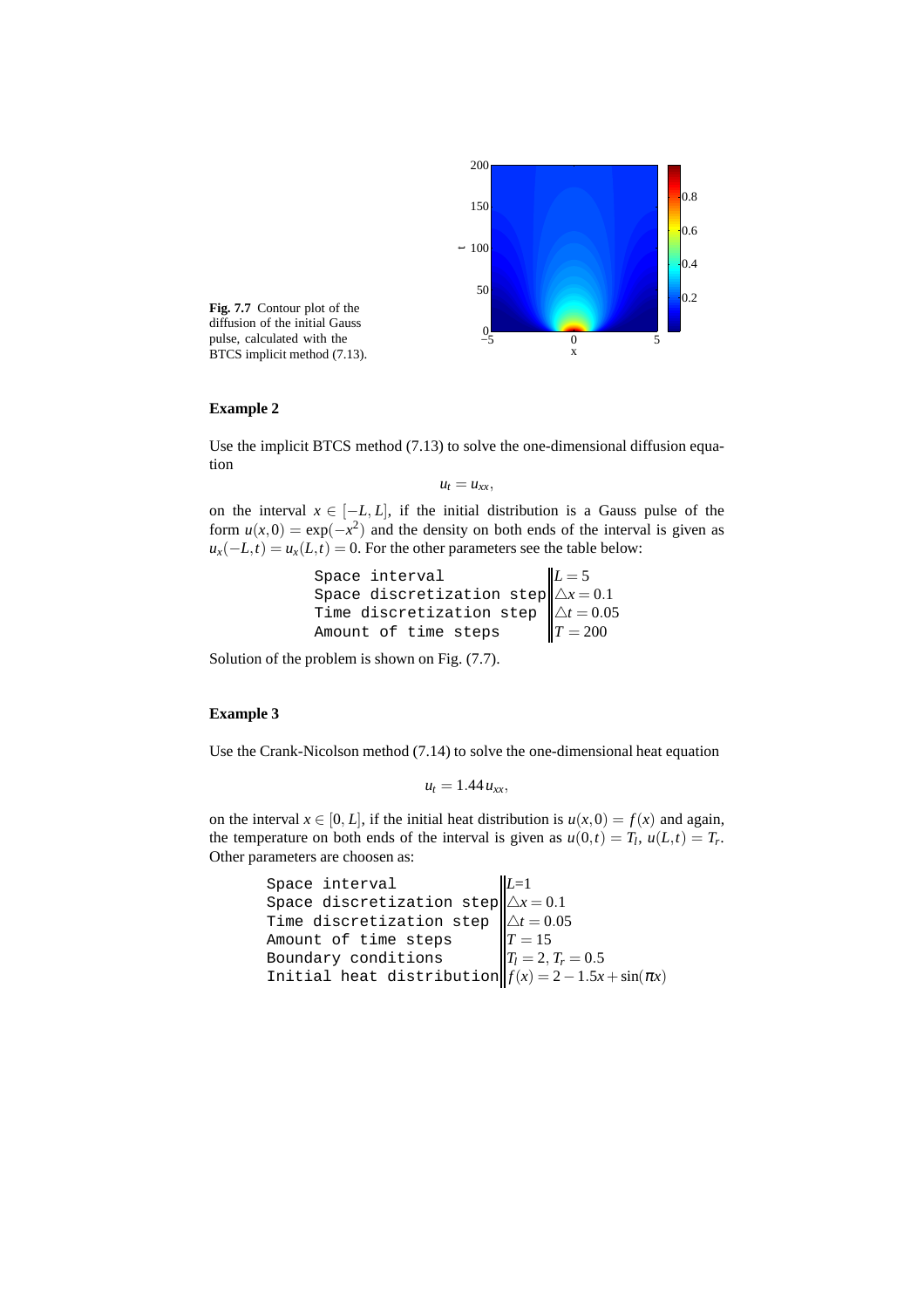**Fig. 7.7** Contour plot of the diffusion of the initial Gauss pulse, calculated with the BTCS implicit method (7.13).

**Example 2**

Use the implicit BTCS method (7.13) to solve the one-dimensional diffusion equation

$$u_t = u_{xx},$$

on the interval $x \in [-L, L]$, if the initial distribution is a Gauss pulse of the form $u(x,0) = \exp(-x^2)$ and the density on both ends of the interval is given as $u_x(-L,t) = u_x(L,t) = 0$. For the other parameters see the table below:

| | |
|---|---|
| Space interval | $L = 5$ |
| Space discretization step | $\triangle x = 0.1$ |
| Time discretization step | $\triangle t = 0.05$ |
| Amount of time steps | $T = 200$ |

Solution of the problem is shown on Fig. (7.7).

**Example 3**

Use the Crank-Nicolson method (7.14) to solve the one-dimensional heat equation

$$u_t = 1.44\, u_{xx},$$

on the interval $x \in [0, L]$, if the initial heat distribution is $u(x,0) = f(x)$ and again, the temperature on both ends of the interval is given as $u(0,t) = T_l$, $u(L,t) = T_r$. Other parameters are choosen as:

| | |
|---|---|
| Space interval | $L$=1 |
| Space discretization step | $\triangle x = 0.1$ |
| Time discretization step | $\triangle t = 0.05$ |
| Amount of time steps | $T = 15$ |
| Boundary conditions | $T_l = 2$, $T_r = 0.5$ |
| Initial heat distribution | $f(x) = 2 - 1.5x + \sin(\pi x)$ |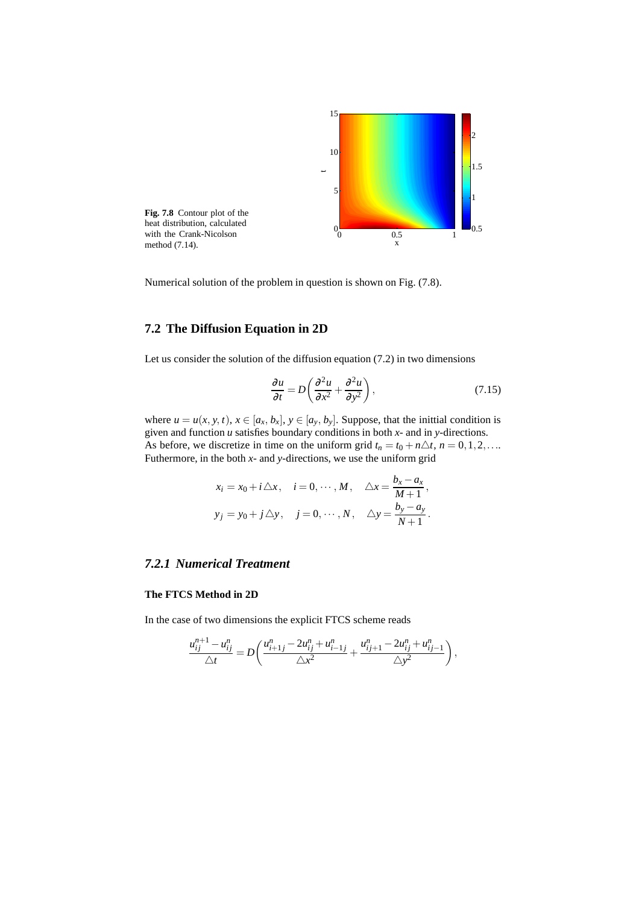**Fig. 7.8** Contour plot of the heat distribution, calculated with the Crank-Nicolson method (7.14).

Numerical solution of the problem in question is shown on Fig. (7.8).

## 7.2 The Diffusion Equation in 2D

Let us consider the solution of the diffusion equation (7.2) in two dimensions

$$\frac{\partial u}{\partial t} = D\left(\frac{\partial^2 u}{\partial x^2} + \frac{\partial^2 u}{\partial y^2}\right), \tag{7.15}$$

where $u = u(x, y, t)$, $x \in [a_x, b_x]$, $y \in [a_y, b_y]$. Suppose, that the inittial condition is given and function $u$ satisfies boundary conditions in both $x$- and in $y$-directions. As before, we discretize in time on the uniform grid $t_n = t_0 + n\triangle t$, $n = 0, 1, 2, \ldots$. Futhermore, in the both $x$- and $y$-directions, we use the uniform grid

$$x_i = x_0 + i\triangle x, \quad i = 0, \cdots, M, \quad \triangle x = \frac{b_x - a_x}{M+1},$$
$$y_j = y_0 + j\triangle y, \quad j = 0, \cdots, N, \quad \triangle y = \frac{b_y - a_y}{N+1}.$$

### *7.2.1 Numerical Treatment*

**The FTCS Method in 2D**

In the case of two dimensions the explicit FTCS scheme reads

$$\frac{u_{ij}^{n+1} - u_{ij}^n}{\triangle t} = D\left(\frac{u_{i+1j}^n - 2u_{ij}^n + u_{i-1j}^n}{\triangle x^2} + \frac{u_{ij+1}^n - 2u_{ij}^n + u_{ij-1}^n}{\triangle y^2}\right),$$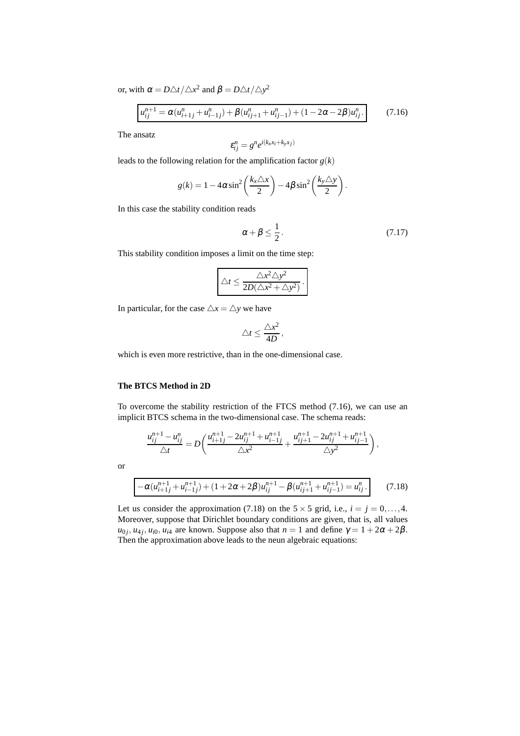or, with $\alpha = D\triangle t/\triangle x^2$ and $\beta = D\triangle t/\triangle y^2$

$$\boxed{u_{ij}^{n+1} = \alpha(u_{i+1j}^n + u_{i-1j}^n) + \beta(u_{ij+1}^n + u_{ij-1}^n) + (1-2\alpha-2\beta)u_{ij}^n.} \tag{7.16}$$

The ansatz

$$\varepsilon_{ij}^n = g^n e^{i(k_x x_i + k_y x_j)}$$

leads to the following relation for the amplification factor $g(k)$

$$g(k) = 1 - 4\alpha \sin^2\left(\frac{k_x \triangle x}{2}\right) - 4\beta \sin^2\left(\frac{k_y \triangle y}{2}\right).$$

In this case the stability condition reads

$$\alpha + \beta \leq \frac{1}{2}. \tag{7.17}$$

This stability condition imposes a limit on the time step:

$$\boxed{\triangle t \leq \frac{\triangle x^2 \triangle y^2}{2D(\triangle x^2 + \triangle y^2)}.}$$

In particular, for the case $\triangle x = \triangle y$ we have

$$\triangle t \leq \frac{\triangle x^2}{4D},$$

which is even more restrictive, than in the one-dimensional case.

**The BTCS Method in 2D**

To overcome the stability restriction of the FTCS method (7.16), we can use an implicit BTCS schema in the two-dimensional case. The schema reads:

$$\frac{u_{ij}^{n+1} - u_{ij}^n}{\triangle t} = D\left(\frac{u_{i+1j}^{n+1} - 2u_{ij}^{n+1} + u_{i-1j}^{n+1}}{\triangle x^2} + \frac{u_{ij+1}^{n+1} - 2u_{ij}^{n+1} + u_{ij-1}^{n+1}}{\triangle y^2}\right),$$

or

$$\boxed{-\alpha(u_{i+1j}^{n+1} + u_{i-1j}^{n+1}) + (1+2\alpha+2\beta)u_{ij}^{n+1} - \beta(u_{ij+1}^{n+1} + u_{ij-1}^{n+1}) = u_{ij}^n.} \tag{7.18}$$

Let us consider the approximation (7.18) on the $5\times 5$ grid, i.e., $i = j = 0,\ldots,4$. Moreover, suppose that Dirichlet boundary conditions are given, that is, all values $u_{0j}$, $u_{4j}$, $u_{i0}$, $u_{i4}$ are known. Suppose also that $n = 1$ and define $\gamma = 1 + 2\alpha + 2\beta$. Then the approximation above leads to the neun algebraic equations: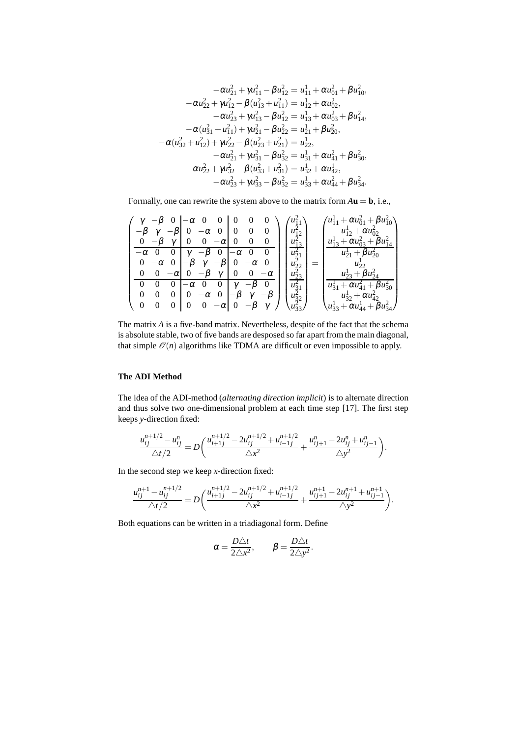$$
\begin{aligned}
-\alpha u_{21}^2 + \gamma u_{11}^2 - \beta u_{12}^2 &= u_{11}^1 + \alpha u_{01}^2 + \beta u_{10}^2,\\
-\alpha u_{22}^2 + \gamma u_{12}^2 - \beta (u_{13}^2 + u_{11}^2) &= u_{12}^1 + \alpha u_{02}^2,\\
-\alpha u_{23}^2 + \gamma u_{13}^2 - \beta u_{12}^2 &= u_{13}^1 + \alpha u_{03}^2 + \beta u_{14}^2,\\
-\alpha (u_{31}^2 + u_{11}^2) + \gamma u_{21}^2 - \beta u_{22}^2 &= u_{21}^1 + \beta u_{20}^2,\\
-\alpha (u_{32}^2 + u_{12}^2) + \gamma u_{22}^2 - \beta (u_{23}^2 + u_{21}^2) &= u_{22}^1,\\
-\alpha u_{21}^2 + \gamma u_{31}^2 - \beta u_{32}^2 &= u_{31}^1 + \alpha u_{41}^2 + \beta u_{30}^2,\\
-\alpha u_{22}^2 + \gamma u_{32}^2 - \beta (u_{33}^2 + u_{31}^2) &= u_{32}^1 + \alpha u_{42}^1,\\
-\alpha u_{23}^2 + \gamma u_{33}^2 - \beta u_{32}^2 &= u_{33}^1 + \alpha u_{44}^2 + \beta u_{34}^2.
\end{aligned}
$$

Formally, one can rewrite the system above to the matrix form $A\mathbf{u} = \mathbf{b}$, i.e.,

$$
\left(\begin{array}{ccc|ccc|ccc}
\gamma & -\beta & 0 & -\alpha & 0 & 0 & 0 & 0 & 0\\
-\beta & \gamma & -\beta & 0 & -\alpha & 0 & 0 & 0 & 0\\
0 & -\beta & \gamma & 0 & 0 & -\alpha & 0 & 0 & 0\\
\hline
-\alpha & 0 & 0 & \gamma & -\beta & 0 & -\alpha & 0 & 0\\
0 & -\alpha & 0 & -\beta & \gamma & -\beta & 0 & -\alpha & 0\\
0 & 0 & -\alpha & 0 & -\beta & \gamma & 0 & 0 & -\alpha\\
\hline
0 & 0 & 0 & -\alpha & 0 & 0 & \gamma & -\beta & 0\\
0 & 0 & 0 & 0 & -\alpha & 0 & -\beta & \gamma & -\beta\\
0 & 0 & 0 & 0 & 0 & -\alpha & 0 & -\beta & \gamma
\end{array}\right)
\left(\begin{array}{c}
u_{11}^2\\ u_{12}^2\\ u_{13}^2\\ \hline u_{21}^2\\ u_{22}^2\\ u_{23}^2\\ \hline u_{31}^2\\ u_{32}^2\\ u_{33}^2
\end{array}\right)
=
\left(\begin{array}{c}
u_{11}^1 + \alpha u_{01}^2 + \beta u_{10}^2\\
u_{12}^1 + \alpha u_{02}^2\\
u_{13}^1 + \alpha u_{03}^2 + \beta u_{14}^2\\
\hline
u_{21}^1 + \beta u_{20}^2\\
u_{22}^1\\
u_{23}^1 + \beta u_{24}^2\\
\hline
u_{31}^1 + \alpha u_{41}^2 + \beta u_{30}^2\\
u_{32}^1 + \alpha u_{42}^2\\
u_{33}^1 + \alpha u_{44}^1 + \beta u_{34}^2
\end{array}\right)
$$

The matrix $A$ is a five-band matrix. Nevertheless, despite of the fact that the schema is absolute stable, two of five bands are desposed so far apart from the main diagonal, that simple $\mathscr{O}(n)$ algorithms like TDMA are difficult or even impossible to apply.

### The ADI Method

The idea of the ADI-method (*alternating direction implicit*) is to alternate direction and thus solve two one-dimensional problem at each time step [17]. The first step keeps $y$-direction fixed:

$$
\frac{u_{ij}^{n+1/2} - u_{ij}^n}{\triangle t/2} = D\left(\frac{u_{i+1j}^{n+1/2} - 2u_{ij}^{n+1/2} + u_{i-1j}^{n+1/2}}{\triangle x^2} + \frac{u_{ij+1}^n - 2u_{ij}^n + u_{ij-1}^n}{\triangle y^2}\right).
$$

In the second step we keep $x$-direction fixed:

$$
\frac{u_{ij}^{n+1} - u_{ij}^{n+1/2}}{\triangle t/2} = D\left(\frac{u_{i+1j}^{n+1/2} - 2u_{ij}^{n+1/2} + u_{i-1j}^{n+1/2}}{\triangle x^2} + \frac{u_{ij+1}^{n+1} - 2u_{ij}^{n+1} + u_{ij-1}^{n+1}}{\triangle y^2}\right).
$$

Both equations can be written in a triadiagonal form. Define

$$
\alpha = \frac{D\triangle t}{2\triangle x^2}, \qquad \beta = \frac{D\triangle t}{2\triangle y^2}.
$$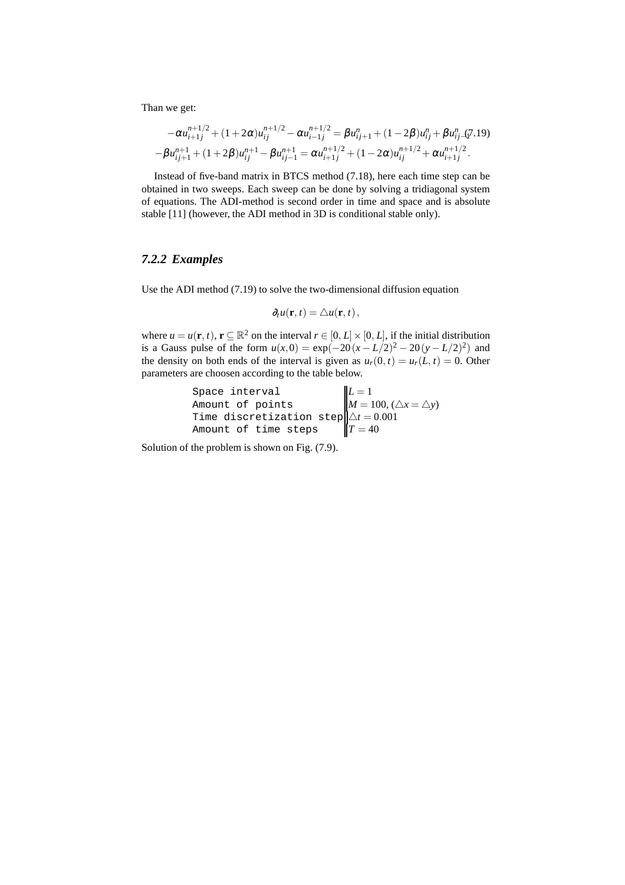Than we get:

$$
\begin{aligned}
-\alpha u_{i+1j}^{n+1/2} + (1+2\alpha)u_{ij}^{n+1/2} - \alpha u_{i-1j}^{n+1/2} &= \beta u_{ij+1}^{n} + (1-2\beta)u_{ij}^{n} + \beta u_{ij-1}^{n} \qquad (7.19)\\
-\beta u_{ij+1}^{n+1} + (1+2\beta)u_{ij}^{n+1} - \beta u_{ij-1}^{n+1} &= \alpha u_{i+1j}^{n+1/2} + (1-2\alpha)u_{ij}^{n+1/2} + \alpha u_{i+1j}^{n+1/2}.
\end{aligned}
$$

Instead of five-band matrix in BTCS method (7.18), here each time step can be obtained in two sweeps. Each sweep can be done by solving a tridiagonal system of equations. The ADI-method is second order in time and space and is absolute stable [11] (however, the ADI method in 3D is conditional stable only).

### 7.2.2 Examples

Use the ADI method (7.19) to solve the two-dimensional diffusion equation

$$
\partial_t u(\mathbf{r},t) = \triangle u(\mathbf{r},t)\,,
$$

where $u = u(\mathbf{r},t)$, $\mathbf{r} \subseteq \mathbb{R}^2$ on the interval $r \in [0,L] \times [0,L]$, if the initial distribution is a Gauss pulse of the form $u(x,0) = \exp(-20\,(x-L/2)^2 - 20\,(y-L/2)^2)$ and the density on both ends of the interval is given as $u_r(0,t) = u_r(L,t) = 0$. Other parameters are choosen according to the table below.

| | |
|---|---|
| Space interval | $L = 1$ |
| Amount of points | $M = 100$, ($\triangle x = \triangle y$) |
| Time discretization step | $\triangle t = 0.001$ |
| Amount of time steps | $T = 40$ |

Solution of the problem is shown on Fig. (7.9).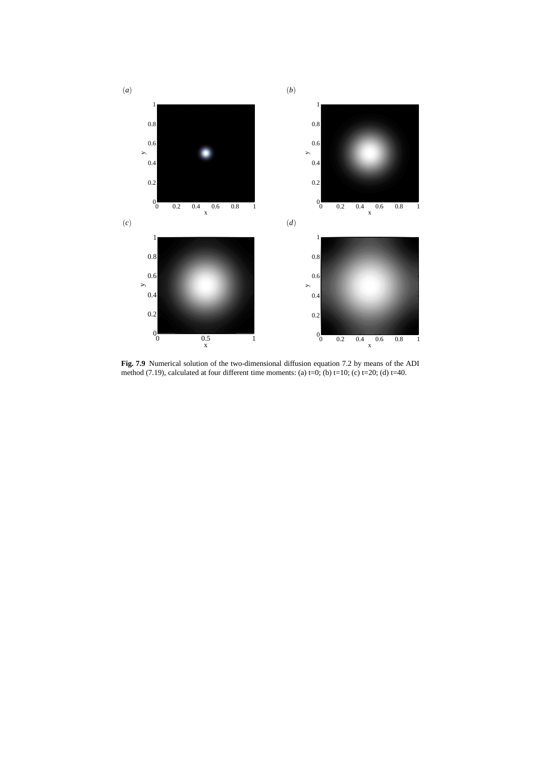(a)

1
0.8
0.6
y
0.4
0.2
0
0 0.2 0.4 0.6 0.8 1
x

(b)

1
0.8
0.6
y
0.4
0.2
0
0 0.2 0.4 0.6 0.8 1
x

(c)

1
0.8
0.6
y
0.4
0.2
0
0 0.5 1
x

(d)

1
0.8
0.6
y
0.4
0.2
0
0 0.2 0.4 0.6 0.8 1
x

**Fig. 7.9** Numerical solution of the two-dimensional diffusion equation 7.2 by means of the ADI method (7.19), calculated at four different time moments: (a) t=0; (b) t=10; (c) t=20; (d) t=40.